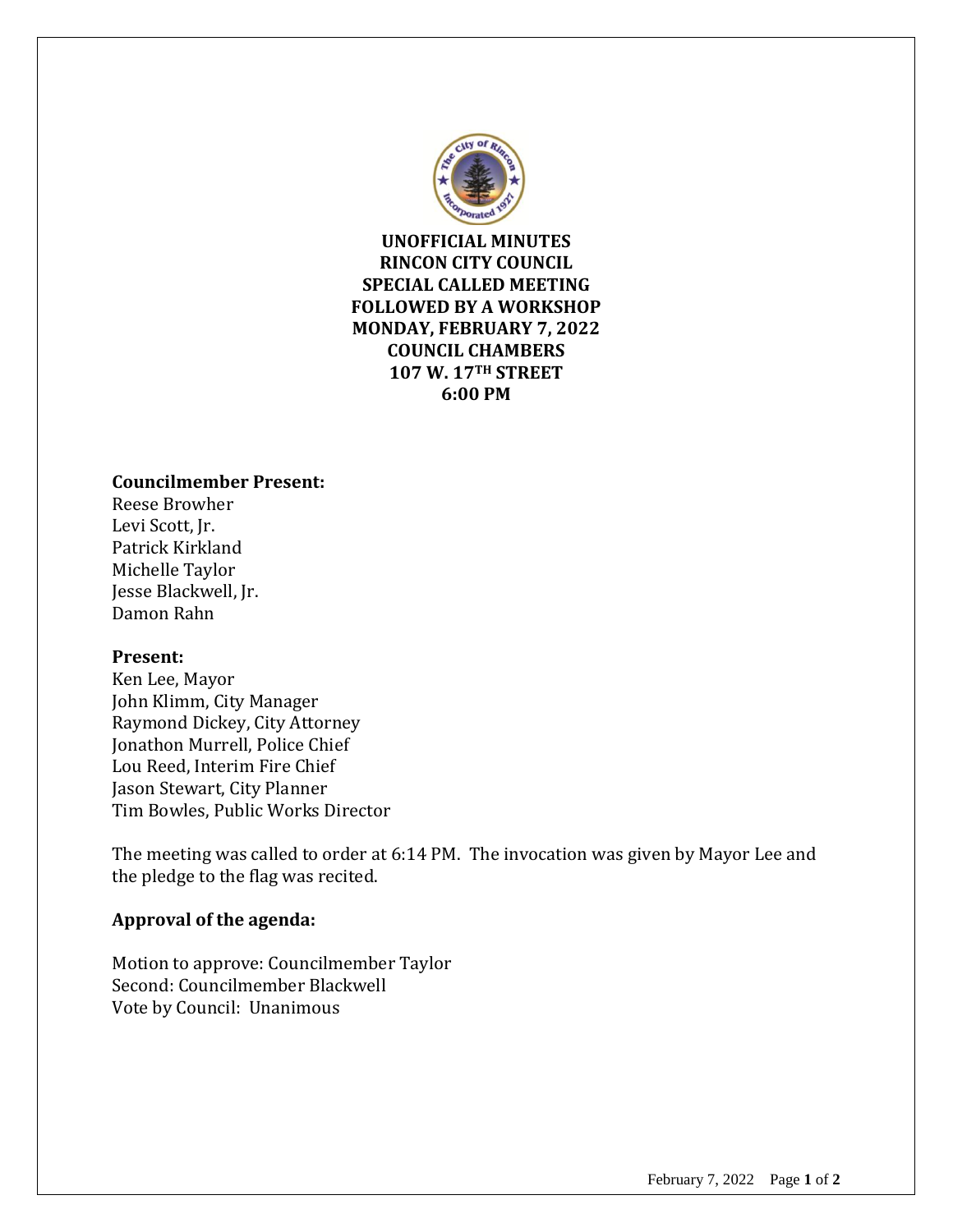**UNOFFICIAL MINUTES**
**RINCON CITY COUNCIL**
**SPECIAL CALLED MEETING**
**FOLLOWED BY A WORKSHOP**
**MONDAY, FEBRUARY 7, 2022**
**COUNCIL CHAMBERS**
**107 W. 17TH STREET**
**6:00 PM**

**Councilmember Present:**
Reese Browher
Levi Scott, Jr.
Patrick Kirkland
Michelle Taylor
Jesse Blackwell, Jr.
Damon Rahn

**Present:**
Ken Lee, Mayor
John Klimm, City Manager
Raymond Dickey, City Attorney
Jonathon Murrell, Police Chief
Lou Reed, Interim Fire Chief
Jason Stewart, City Planner
Tim Bowles, Public Works Director

The meeting was called to order at 6:14 PM. The invocation was given by Mayor Lee and the pledge to the flag was recited.

**Approval of the agenda:**

Motion to approve: Councilmember Taylor
Second: Councilmember Blackwell
Vote by Council: Unanimous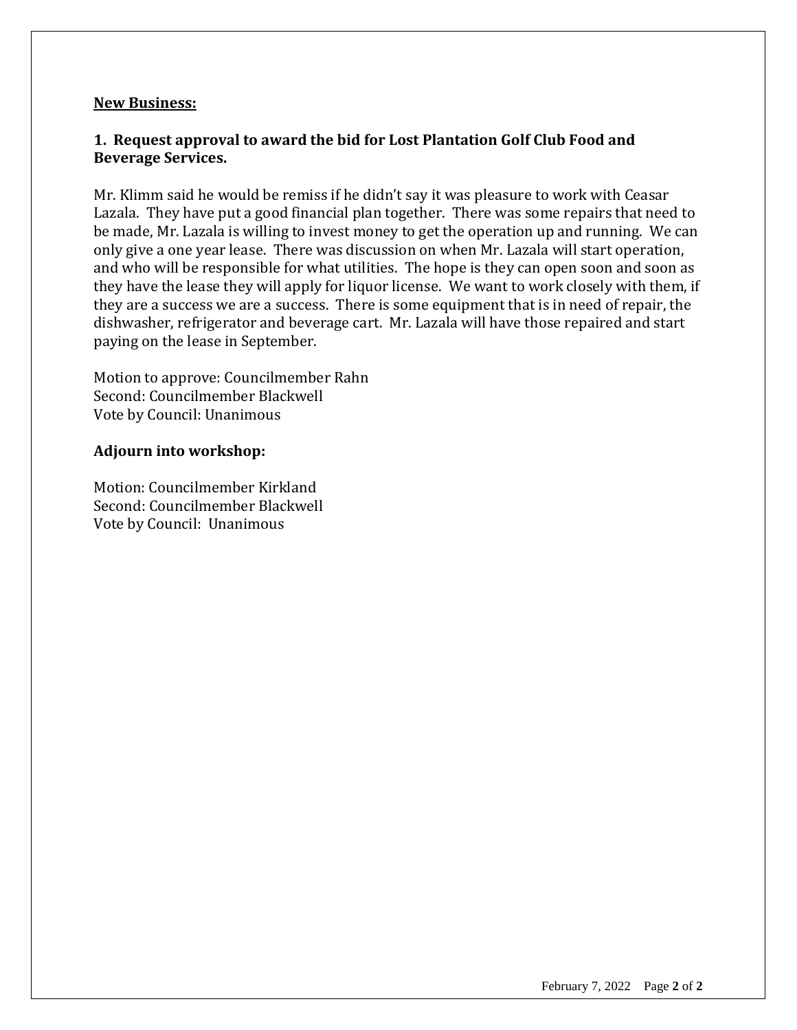**New Business:**

**1. Request approval to award the bid for Lost Plantation Golf Club Food and Beverage Services.**

Mr. Klimm said he would be remiss if he didn't say it was pleasure to work with Ceasar Lazala. They have put a good financial plan together. There was some repairs that need to be made, Mr. Lazala is willing to invest money to get the operation up and running. We can only give a one year lease. There was discussion on when Mr. Lazala will start operation, and who will be responsible for what utilities. The hope is they can open soon and soon as they have the lease they will apply for liquor license. We want to work closely with them, if they are a success we are a success. There is some equipment that is in need of repair, the dishwasher, refrigerator and beverage cart. Mr. Lazala will have those repaired and start paying on the lease in September.

Motion to approve: Councilmember Rahn
Second: Councilmember Blackwell
Vote by Council: Unanimous

**Adjourn into workshop:**

Motion: Councilmember Kirkland
Second: Councilmember Blackwell
Vote by Council: Unanimous

February 7, 2022